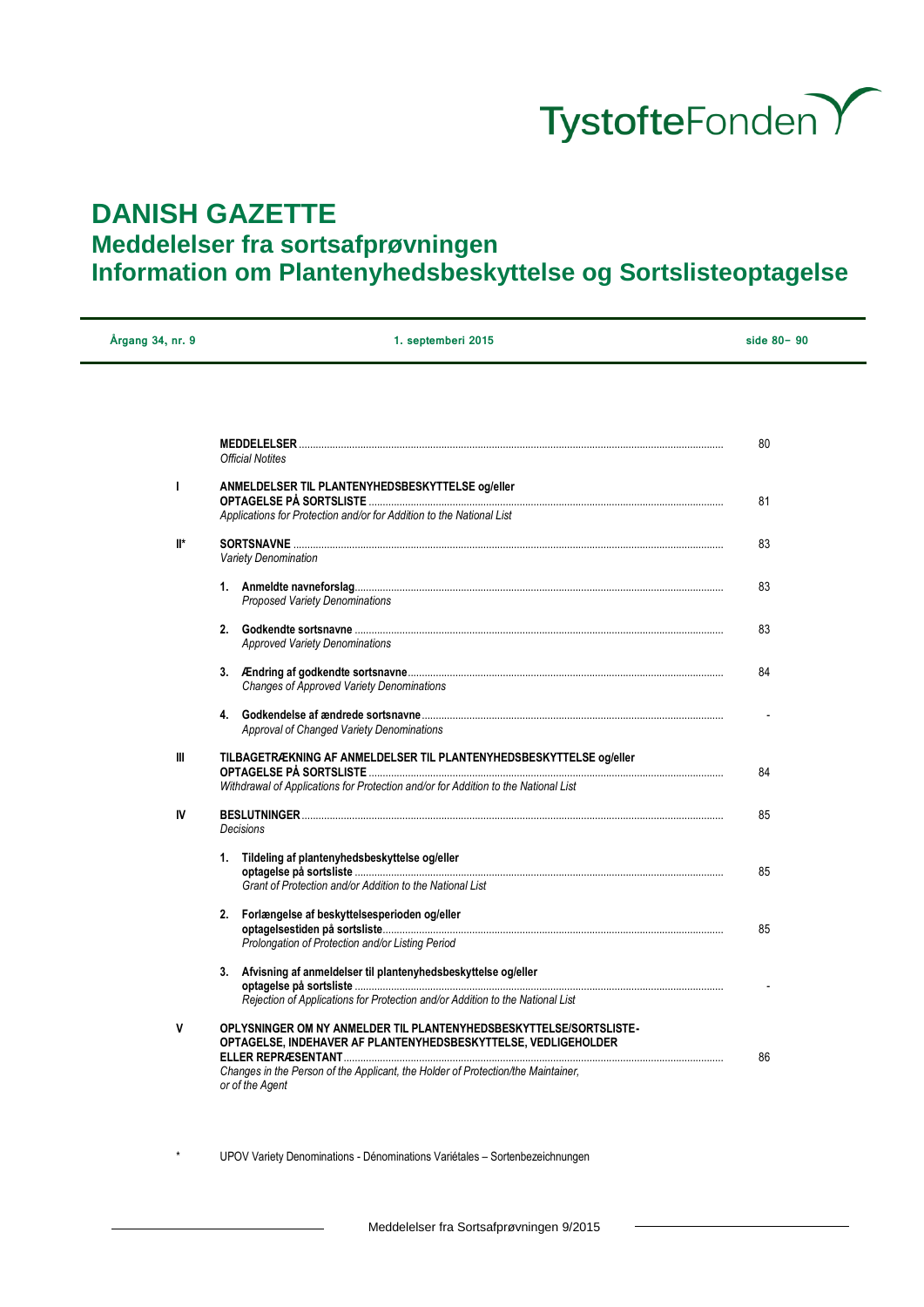TystofteFonden

# DANISH GAZETTE

## Meddelelser fra sortsafprøvningen

## Information om Plantenyhedsbeskyttelse og Sortslisteoptagelse

| Årgang 34, nr. 9 | 1. septemberi 2015 | side 80– 90 |
|---|---|---|

| | | |
|---|---|---|
| | **MEDDELELSER** <br> *Official Notites* | 80 |
| I | **ANMELDELSER TIL PLANTENYHEDSBESKYTTELSE og/eller OPTAGELSE PÅ SORTSLISTE** <br> *Applications for Protection and/or for Addition to the National List* | 81 |
| II* | **SORTSNAVNE** <br> *Variety Denomination* | 83 |
| | **1. Anmeldte navneforslag** <br> *Proposed Variety Denominations* | 83 |
| | **2. Godkendte sortsnavne** <br> *Approved Variety Denominations* | 83 |
| | **3. Ændring af godkendte sortsnavne** <br> *Changes of Approved Variety Denominations* | 84 |
| | **4. Godkendelse af ændrede sortsnavne** <br> *Approval of Changed Variety Denominations* | - |
| III | **TILBAGETRÆKNING AF ANMELDELSER TIL PLANTENYHEDSBESKYTTELSE og/eller OPTAGELSE PÅ SORTSLISTE** <br> *Withdrawal of Applications for Protection and/or for Addition to the National List* | 84 |
| IV | **BESLUTNINGER** <br> *Decisions* | 85 |
| | **1. Tildeling af plantenyhedsbeskyttelse og/eller optagelse på sortsliste** <br> *Grant of Protection and/or Addition to the National List* | 85 |
| | **2. Forlængelse af beskyttelsesperioden og/eller optagelsestiden på sortsliste** <br> *Prolongation of Protection and/or Listing Period* | 85 |
| | **3. Afvisning af anmeldelser til plantenyhedsbeskyttelse og/eller optagelse på sortsliste** <br> *Rejection of Applications for Protection and/or Addition to the National List* | - |
| V | **OPLYSNINGER OM NY ANMELDER TIL PLANTENYHEDSBESKYTTELSE/SORTSLISTE-OPTAGELSE, INDEHAVER AF PLANTENYHEDSBESKYTTELSE, VEDLIGEHOLDER ELLER REPRÆSENTANT** <br> *Changes in the Person of the Applicant, the Holder of Protection/the Maintainer, or of the Agent* | 86 |

\* UPOV Variety Denominations - Dénominations Variétales – Sortenbezeichnungen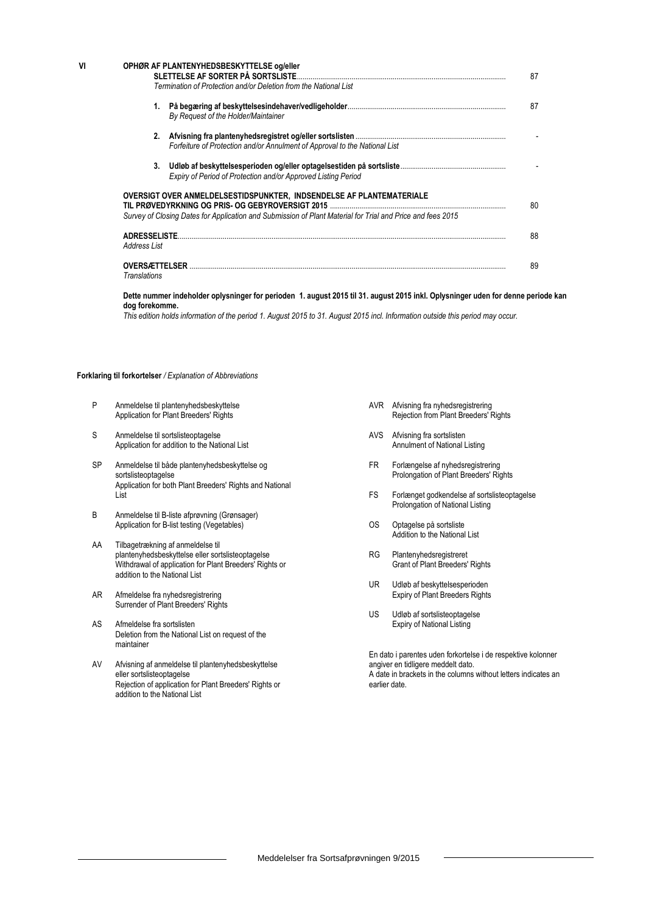| | | | |
|---|---|---|---|
| VI | | **OPHØR AF PLANTENYHEDSBESKYTTELSE og/eller SLETTELSE AF SORTER PÅ SORTSLISTE**<br>*Termination of Protection and/or Deletion from the National List* | 87 |
| | 1. | **På begæring af beskyttelsesindehaver/vedligeholder**<br>*By Request of the Holder/Maintainer* | 87 |
| | 2. | **Afvisning fra plantenyhedsregistret og/eller sortslisten**<br>*Forfeiture of Protection and/or Annulment of Approval to the National List* | - |
| | 3. | **Udløb af beskyttelsesperioden og/eller optagelsestiden på sortsliste**<br>*Expiry of Period of Protection and/or Approved Listing Period* | - |
| | | **OVERSIGT OVER ANMELDELSESTIDSPUNKTER, INDSENDELSE AF PLANTEMATERIALE TIL PRØVEDYRKNING OG PRIS- OG GEBYROVERSIGT 2015**<br>*Survey of Closing Dates for Application and Submission of Plant Material for Trial and Price and fees 2015* | 80 |
| | | **ADRESSELISTE**<br>*Address List* | 88 |
| | | **OVERSÆTTELSER**<br>*Translations* | 89 |

**Dette nummer indeholder oplysninger for perioden 1. august 2015 til 31. august 2015 inkl. Oplysninger uden for denne periode kan dog forekomme.**

*This edition holds information of the period 1. August 2015 to 31. August 2015 incl. Information outside this period may occur.*

**Forklaring til forkortelser** */ Explanation of Abbreviations*

- **P** Anmeldelse til plantenyhedsbeskyttelse
  Application for Plant Breeders' Rights
- **S** Anmeldelse til sortslisteoptagelse
  Application for addition to the National List
- **SP** Anmeldelse til både plantenyhedsbeskyttelse og sortslisteoptagelse
  Application for both Plant Breeders' Rights and National List
- **B** Anmeldelse til B-liste afprøvning (Grønsager)
  Application for B-list testing (Vegetables)
- **AA** Tilbagetrækning af anmeldelse til plantenyhedsbeskyttelse eller sortslisteoptagelse
  Withdrawal of application for Plant Breeders' Rights or addition to the National List
- **AR** Afmeldelse fra nyhedsregistrering
  Surrender of Plant Breeders' Rights
- **AS** Afmeldelse fra sortslisten
  Deletion from the National List on request of the maintainer
- **AV** Afvisning af anmeldelse til plantenyhedsbeskyttelse eller sortslisteoptagelse
  Rejection of application for Plant Breeders' Rights or addition to the National List
- **AVR** Afvisning fra nyhedsregistrering
  Rejection from Plant Breeders' Rights
- **AVS** Afvisning fra sortslisten
  Annulment of National Listing
- **FR** Forlængelse af nyhedsregistrering
  Prolongation of Plant Breeders' Rights
- **FS** Forlænget godkendelse af sortslisteoptagelse
  Prolongation of National Listing
- **OS** Optagelse på sortsliste
  Addition to the National List
- **RG** Plantenyhedsregistreret
  Grant of Plant Breeders' Rights
- **UR** Udløb af beskyttelsesperioden
  Expiry of Plant Breeders Rights
- **US** Udløb af sortslisteoptagelse
  Expiry of National Listing

En dato i parentes uden forkortelse i de respektive kolonner angiver en tidligere meddelt dato.
A date in brackets in the columns without letters indicates an earlier date.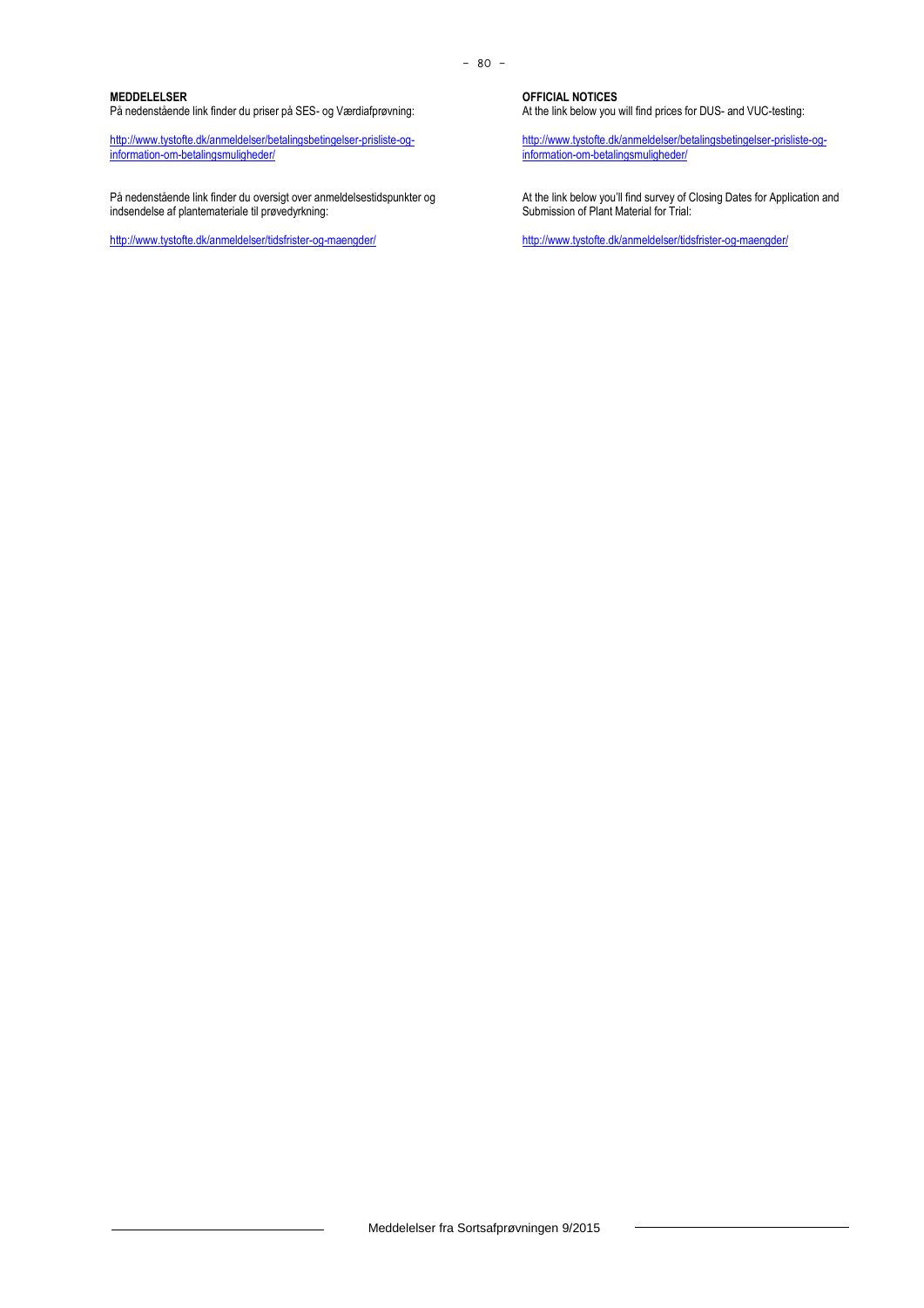**MEDDELELSER**

På nedenstående link finder du priser på SES- og Værdiafprøvning:

http://www.tystofte.dk/anmeldelser/betalingsbetingelser-prisliste-og-information-om-betalingsmuligheder/

På nedenstående link finder du oversigt over anmeldelsestidspunkter og indsendelse af plantemateriale til prøvedyrkning:

http://www.tystofte.dk/anmeldelser/tidsfrister-og-maengder/

**OFFICIAL NOTICES**

At the link below you will find prices for DUS- and VUC-testing:

http://www.tystofte.dk/anmeldelser/betalingsbetingelser-prisliste-og-information-om-betalingsmuligheder/

At the link below you'll find survey of Closing Dates for Application and Submission of Plant Material for Trial:

http://www.tystofte.dk/anmeldelser/tidsfrister-og-maengder/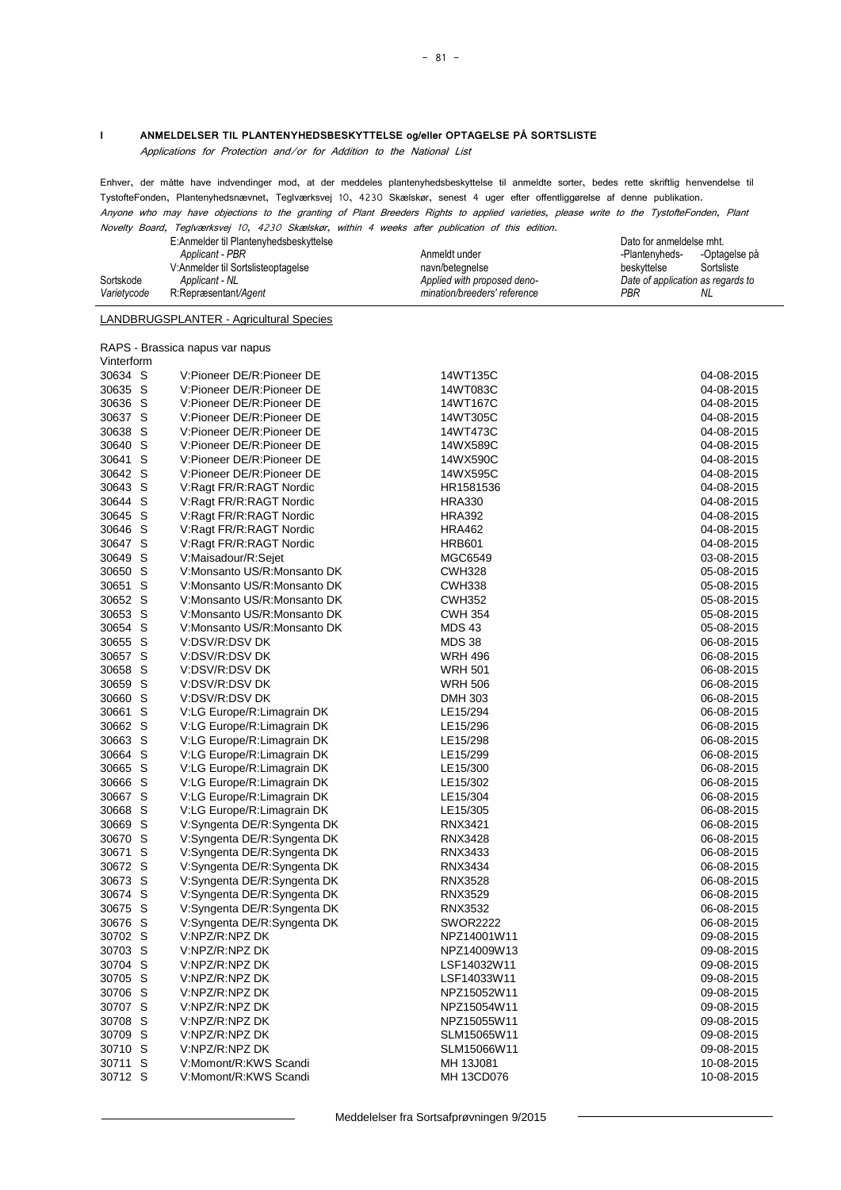## I ANMELDELSER TIL PLANTENYHEDSBESKYTTELSE og/eller OPTAGELSE PÅ SORTSLISTE

*Applications for Protection and/or for Addition to the National List*

Enhver, der måtte have indvendinger mod, at der meddeles plantenyhedsbeskyttelse til anmeldte sorter, bedes rette skriftlig henvendelse til TystofteFonden, Plantenyhedsnævnet, Teglværksvej 10, 4230 Skælskør, senest 4 uger efter offentliggørelse af denne publikation.
*Anyone who may have objections to the granting of Plant Breeders Rights to applied varieties, please write to the TystofteFonden, Plant Novelty Board, Teglværksvej 10, 4230 Skælskør, within 4 weeks after publication of this edition.*

### LANDBRUGSPLANTER - Agricultural Species

RAPS - Brassica napus var napus

Vinterform

| Sortskode *Varietycode* | | E:Anmelder til Plantenyhedsbeskyttelse *Applicant - PBR* V:Anmelder til Sortslisteoptagelse *Applicant - NL* R:Repræsentant/*Agent* | Anmeldt under navn/betegnelse *Applied with proposed denomination/breeders' reference* | Dato for anmeldelse mht. -Plantenyhedsbeskyttelse *PBR* | -Optagelse på Sortsliste *NL* |
|---|---|---|---|---|---|
| 30634 | S | V:Pioneer DE/R:Pioneer DE | 14WT135C | | 04-08-2015 |
| 30635 | S | V:Pioneer DE/R:Pioneer DE | 14WT083C | | 04-08-2015 |
| 30636 | S | V:Pioneer DE/R:Pioneer DE | 14WT167C | | 04-08-2015 |
| 30637 | S | V:Pioneer DE/R:Pioneer DE | 14WT305C | | 04-08-2015 |
| 30638 | S | V:Pioneer DE/R:Pioneer DE | 14WT473C | | 04-08-2015 |
| 30640 | S | V:Pioneer DE/R:Pioneer DE | 14WX589C | | 04-08-2015 |
| 30641 | S | V:Pioneer DE/R:Pioneer DE | 14WX590C | | 04-08-2015 |
| 30642 | S | V:Pioneer DE/R:Pioneer DE | 14WX595C | | 04-08-2015 |
| 30643 | S | V:Ragt FR/R:RAGT Nordic | HR1581536 | | 04-08-2015 |
| 30644 | S | V:Ragt FR/R:RAGT Nordic | HRA330 | | 04-08-2015 |
| 30645 | S | V:Ragt FR/R:RAGT Nordic | HRA392 | | 04-08-2015 |
| 30646 | S | V:Ragt FR/R:RAGT Nordic | HRA462 | | 04-08-2015 |
| 30647 | S | V:Ragt FR/R:RAGT Nordic | HRB601 | | 04-08-2015 |
| 30649 | S | V:Maisadour/R:Sejet | MGC6549 | | 03-08-2015 |
| 30650 | S | V:Monsanto US/R:Monsanto DK | CWH328 | | 05-08-2015 |
| 30651 | S | V:Monsanto US/R:Monsanto DK | CWH338 | | 05-08-2015 |
| 30652 | S | V:Monsanto US/R:Monsanto DK | CWH352 | | 05-08-2015 |
| 30653 | S | V:Monsanto US/R:Monsanto DK | CWH 354 | | 05-08-2015 |
| 30654 | S | V:Monsanto US/R:Monsanto DK | MDS 43 | | 05-08-2015 |
| 30655 | S | V:DSV/R:DSV DK | MDS 38 | | 06-08-2015 |
| 30657 | S | V:DSV/R:DSV DK | WRH 496 | | 06-08-2015 |
| 30658 | S | V:DSV/R:DSV DK | WRH 501 | | 06-08-2015 |
| 30659 | S | V:DSV/R:DSV DK | WRH 506 | | 06-08-2015 |
| 30660 | S | V:DSV/R:DSV DK | DMH 303 | | 06-08-2015 |
| 30661 | S | V:LG Europe/R:Limagrain DK | LE15/294 | | 06-08-2015 |
| 30662 | S | V:LG Europe/R:Limagrain DK | LE15/296 | | 06-08-2015 |
| 30663 | S | V:LG Europe/R:Limagrain DK | LE15/298 | | 06-08-2015 |
| 30664 | S | V:LG Europe/R:Limagrain DK | LE15/299 | | 06-08-2015 |
| 30665 | S | V:LG Europe/R:Limagrain DK | LE15/300 | | 06-08-2015 |
| 30666 | S | V:LG Europe/R:Limagrain DK | LE15/302 | | 06-08-2015 |
| 30667 | S | V:LG Europe/R:Limagrain DK | LE15/304 | | 06-08-2015 |
| 30668 | S | V:LG Europe/R:Limagrain DK | LE15/305 | | 06-08-2015 |
| 30669 | S | V:Syngenta DE/R:Syngenta DK | RNX3421 | | 06-08-2015 |
| 30670 | S | V:Syngenta DE/R:Syngenta DK | RNX3428 | | 06-08-2015 |
| 30671 | S | V:Syngenta DE/R:Syngenta DK | RNX3433 | | 06-08-2015 |
| 30672 | S | V:Syngenta DE/R:Syngenta DK | RNX3434 | | 06-08-2015 |
| 30673 | S | V:Syngenta DE/R:Syngenta DK | RNX3528 | | 06-08-2015 |
| 30674 | S | V:Syngenta DE/R:Syngenta DK | RNX3529 | | 06-08-2015 |
| 30675 | S | V:Syngenta DE/R:Syngenta DK | RNX3532 | | 06-08-2015 |
| 30676 | S | V:Syngenta DE/R:Syngenta DK | SWOR2222 | | 06-08-2015 |
| 30702 | S | V:NPZ/R:NPZ DK | NPZ14001W11 | | 09-08-2015 |
| 30703 | S | V:NPZ/R:NPZ DK | NPZ14009W13 | | 09-08-2015 |
| 30704 | S | V:NPZ/R:NPZ DK | LSF14032W11 | | 09-08-2015 |
| 30705 | S | V:NPZ/R:NPZ DK | LSF14033W11 | | 09-08-2015 |
| 30706 | S | V:NPZ/R:NPZ DK | NPZ15052W11 | | 09-08-2015 |
| 30707 | S | V:NPZ/R:NPZ DK | NPZ15054W11 | | 09-08-2015 |
| 30708 | S | V:NPZ/R:NPZ DK | NPZ15055W11 | | 09-08-2015 |
| 30709 | S | V:NPZ/R:NPZ DK | SLM15065W11 | | 09-08-2015 |
| 30710 | S | V:NPZ/R:NPZ DK | SLM15066W11 | | 09-08-2015 |
| 30711 | S | V:Momont/R:KWS Scandi | MH 13J081 | | 10-08-2015 |
| 30712 | S | V:Momont/R:KWS Scandi | MH 13CD076 | | 10-08-2015 |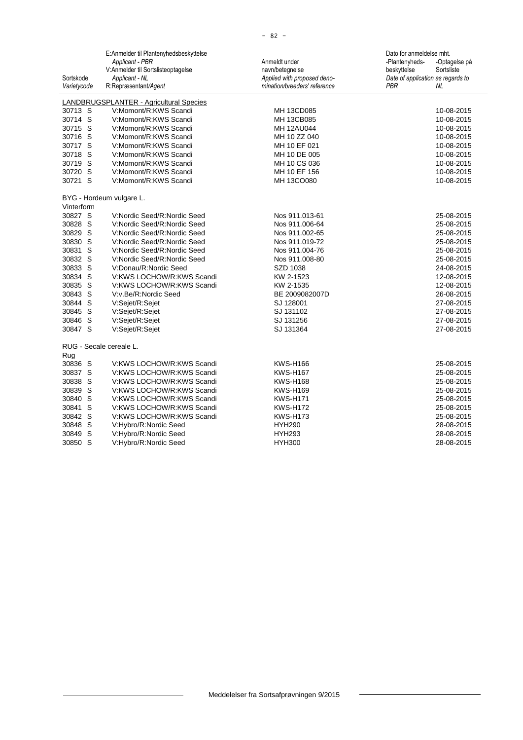| Sortskode *Varietycode* | E:Anmelder til Plantenyhedsbeskyttelse *Applicant - PBR* V:Anmelder til Sortslisteoptagelse *Applicant - NL* R:Repræsentant/*Agent* | Anmeldt under navn/betegnelse *Applied with proposed denomination/breeders' reference* | Dato for anmeldelse mht. -Plantenyhedsbeskyttelse *Date of application as regards to PBR* | -Optagelse på Sortsliste *NL* |
|---|---|---|---|---|
| | LANDBRUGSPLANTER - Agricultural Species | | | |
| 30713 S | V:Momont/R:KWS Scandi | MH 13CD085 | | 10-08-2015 |
| 30714 S | V:Momont/R:KWS Scandi | MH 13CB085 | | 10-08-2015 |
| 30715 S | V:Momont/R:KWS Scandi | MH 12AU044 | | 10-08-2015 |
| 30716 S | V:Momont/R:KWS Scandi | MH 10 ZZ 040 | | 10-08-2015 |
| 30717 S | V:Momont/R:KWS Scandi | MH 10 EF 021 | | 10-08-2015 |
| 30718 S | V:Momont/R:KWS Scandi | MH 10 DE 005 | | 10-08-2015 |
| 30719 S | V:Momont/R:KWS Scandi | MH 10 CS 036 | | 10-08-2015 |
| 30720 S | V:Momont/R:KWS Scandi | MH 10 EF 156 | | 10-08-2015 |
| 30721 S | V:Momont/R:KWS Scandi | MH 13CO080 | | 10-08-2015 |
| BYG - Hordeum vulgare L. | | | | |
| Vinterform | | | | |
| 30827 S | V:Nordic Seed/R:Nordic Seed | Nos 911.013-61 | | 25-08-2015 |
| 30828 S | V:Nordic Seed/R:Nordic Seed | Nos 911.006-64 | | 25-08-2015 |
| 30829 S | V:Nordic Seed/R:Nordic Seed | Nos 911.002-65 | | 25-08-2015 |
| 30830 S | V:Nordic Seed/R:Nordic Seed | Nos 911.019-72 | | 25-08-2015 |
| 30831 S | V:Nordic Seed/R:Nordic Seed | Nos 911.004-76 | | 25-08-2015 |
| 30832 S | V:Nordic Seed/R:Nordic Seed | Nos 911.008-80 | | 25-08-2015 |
| 30833 S | V:Donau/R:Nordic Seed | SZD 1038 | | 24-08-2015 |
| 30834 S | V:KWS LOCHOW/R:KWS Scandi | KW 2-1523 | | 12-08-2015 |
| 30835 S | V:KWS LOCHOW/R:KWS Scandi | KW 2-1535 | | 12-08-2015 |
| 30843 S | V:v.Be/R:Nordic Seed | BE 2009082007D | | 26-08-2015 |
| 30844 S | V:Sejet/R:Sejet | SJ 128001 | | 27-08-2015 |
| 30845 S | V:Sejet/R:Sejet | SJ 131102 | | 27-08-2015 |
| 30846 S | V:Sejet/R:Sejet | SJ 131256 | | 27-08-2015 |
| 30847 S | V:Sejet/R:Sejet | SJ 131364 | | 27-08-2015 |
| RUG - Secale cereale L. | | | | |
| Rug | | | | |
| 30836 S | V:KWS LOCHOW/R:KWS Scandi | KWS-H166 | | 25-08-2015 |
| 30837 S | V:KWS LOCHOW/R:KWS Scandi | KWS-H167 | | 25-08-2015 |
| 30838 S | V:KWS LOCHOW/R:KWS Scandi | KWS-H168 | | 25-08-2015 |
| 30839 S | V:KWS LOCHOW/R:KWS Scandi | KWS-H169 | | 25-08-2015 |
| 30840 S | V:KWS LOCHOW/R:KWS Scandi | KWS-H171 | | 25-08-2015 |
| 30841 S | V:KWS LOCHOW/R:KWS Scandi | KWS-H172 | | 25-08-2015 |
| 30842 S | V:KWS LOCHOW/R:KWS Scandi | KWS-H173 | | 25-08-2015 |
| 30848 S | V:Hybro/R:Nordic Seed | HYH290 | | 28-08-2015 |
| 30849 S | V:Hybro/R:Nordic Seed | HYH293 | | 28-08-2015 |
| 30850 S | V:Hybro/R:Nordic Seed | HYH300 | | 28-08-2015 |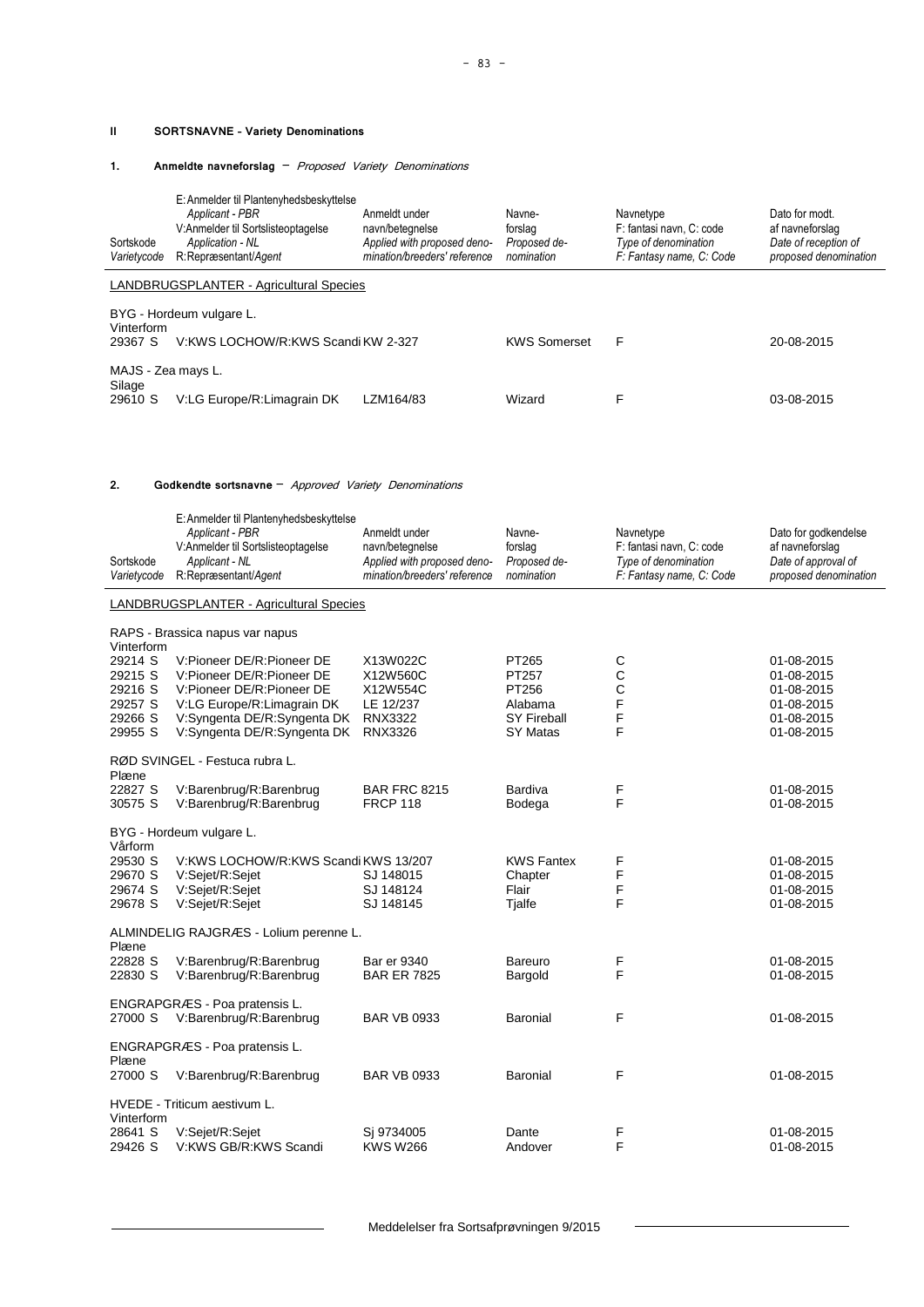## II SORTSNAVNE - Variety Denominations

### 1. Anmeldte navneforslag – *Proposed Variety Denominations*

| Sortskode *Varietycode* | E: Anmelder til Plantenyhedsbeskyttelse *Applicant - PBR* V: Anmelder til Sortslisteoptagelse *Application - NL* R: Repræsentant/*Agent* | Anmeldt under navn/betegnelse *Applied with proposed denomination/breeders' reference* | Navneforslag *Proposed denomination* | Navnetype F: fantasi navn, C: code *Type of denomination F: Fantasy name, C: Code* | Dato for modt. af navneforslag *Date of reception of proposed denomination* |
|---|---|---|---|---|---|
| LANDBRUGSPLANTER - Agricultural Species | | | | | |
| | BYG - Hordeum vulgare L. | | | | |
| Vinterform | | | | | |
| 29367 S | V:KWS LOCHOW/R:KWS Scandi | KW 2-327 | KWS Somerset | F | 20-08-2015 |
| | MAJS - Zea mays L. | | | | |
| Silage | | | | | |
| 29610 S | V:LG Europe/R:Limagrain DK | LZM164/83 | Wizard | F | 03-08-2015 |

### 2. Godkendte sortsnavne – *Approved Variety Denominations*

| Sortskode *Varietycode* | E: Anmelder til Plantenyhedsbeskyttelse *Applicant - PBR* V: Anmelder til Sortslisteoptagelse *Applicant - NL* R: Repræsentant/*Agent* | Anmeldt under navn/betegnelse *Applied with proposed denomination/breeders' reference* | Navneforslag *Proposed denomination* | Navnetype F: fantasi navn, C: code *Type of denomination F: Fantasy name, C: Code* | Dato for godkendelse af navneforslag *Date of approval of proposed denomination* |
|---|---|---|---|---|---|
| LANDBRUGSPLANTER - Agricultural Species | | | | | |
| | RAPS - Brassica napus var napus | | | | |
| Vinterform | | | | | |
| 29214 S | V:Pioneer DE/R:Pioneer DE | X13W022C | PT265 | C | 01-08-2015 |
| 29215 S | V:Pioneer DE/R:Pioneer DE | X12W560C | PT257 | C | 01-08-2015 |
| 29216 S | V:Pioneer DE/R:Pioneer DE | X12W554C | PT256 | C | 01-08-2015 |
| 29257 S | V:LG Europe/R:Limagrain DK | LE 12/237 | Alabama | F | 01-08-2015 |
| 29266 S | V:Syngenta DE/R:Syngenta DK | RNX3322 | SY Fireball | F | 01-08-2015 |
| 29955 S | V:Syngenta DE/R:Syngenta DK | RNX3326 | SY Matas | F | 01-08-2015 |
| | RØD SVINGEL - Festuca rubra L. | | | | |
| Plæne | | | | | |
| 22827 S | V:Barenbrug/R:Barenbrug | BAR FRC 8215 | Bardiva | F | 01-08-2015 |
| 30575 S | V:Barenbrug/R:Barenbrug | FRCP 118 | Bodega | F | 01-08-2015 |
| | BYG - Hordeum vulgare L. | | | | |
| Vårform | | | | | |
| 29530 S | V:KWS LOCHOW/R:KWS Scandi | KWS 13/207 | KWS Fantex | F | 01-08-2015 |
| 29670 S | V:Sejet/R:Sejet | SJ 148015 | Chapter | F | 01-08-2015 |
| 29674 S | V:Sejet/R:Sejet | SJ 148124 | Flair | F | 01-08-2015 |
| 29678 S | V:Sejet/R:Sejet | SJ 148145 | Tjalfe | F | 01-08-2015 |
| | ALMINDELIG RAJGRÆS - Lolium perenne L. | | | | |
| Plæne | | | | | |
| 22828 S | V:Barenbrug/R:Barenbrug | Bar er 9340 | Bareuro | F | 01-08-2015 |
| 22830 S | V:Barenbrug/R:Barenbrug | BAR ER 7825 | Bargold | F | 01-08-2015 |
| | ENGRAPGRÆS - Poa pratensis L. | | | | |
| 27000 S | V:Barenbrug/R:Barenbrug | BAR VB 0933 | Baronial | F | 01-08-2015 |
| | ENGRAPGRÆS - Poa pratensis L. | | | | |
| Plæne | | | | | |
| 27000 S | V:Barenbrug/R:Barenbrug | BAR VB 0933 | Baronial | F | 01-08-2015 |
| | HVEDE - Triticum aestivum L. | | | | |
| Vinterform | | | | | |
| 28641 S | V:Sejet/R:Sejet | Sj 9734005 | Dante | F | 01-08-2015 |
| 29426 S | V:KWS GB/R:KWS Scandi | KWS W266 | Andover | F | 01-08-2015 |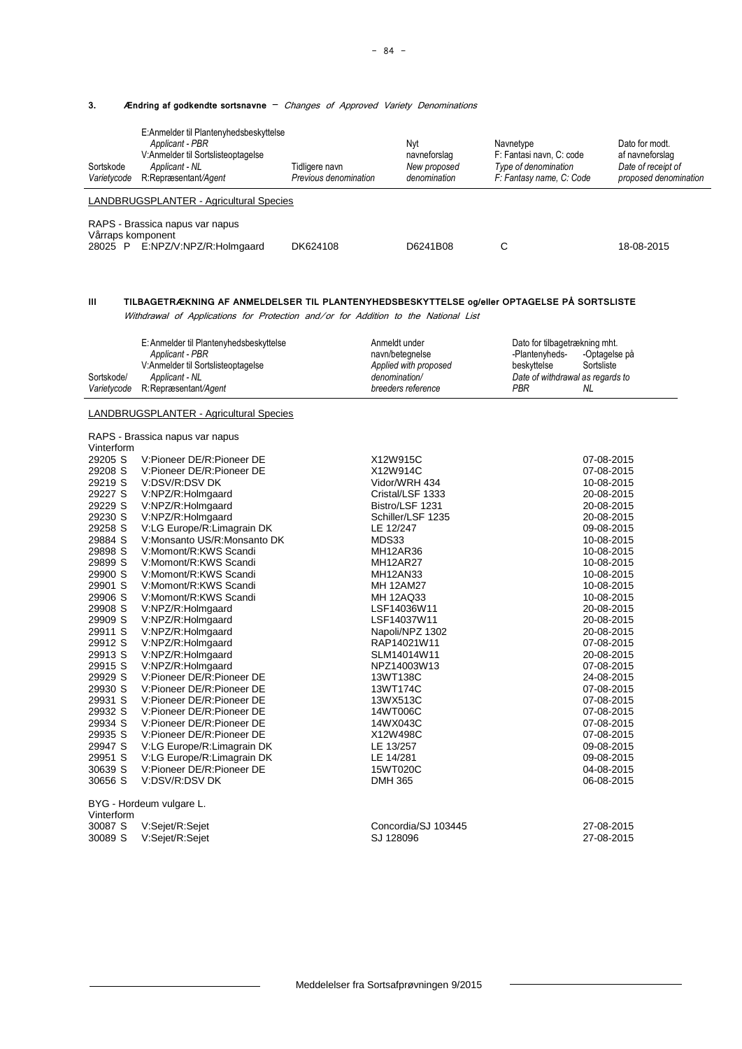### 3. **Ændring af godkendte sortsnavne** – *Changes of Approved Variety Denominations*

| Sortskode *Varietycode* | E:Anmelder til Plantenyhedsbeskyttelse *Applicant - PBR* V:Anmelder til Sortslisteoptagelse *Applicant - NL* R:Repræsentant/*Agent* | Tidligere navn *Previous denomination* | Nyt navneforslag *New proposed denomination* | Navnetype F: Fantasi navn, C: code *Type of denomination F: Fantasy name, C: Code* | Dato for modt. af navneforslag *Date of receipt of proposed denomination* |
|---|---|---|---|---|---|
| LANDBRUGSPLANTER - Agricultural Species | | | | | |
| RAPS - Brassica napus var napus | | | | | |
| Vårraps komponent | | | | | |
| 28025 P | E:NPZ/V:NPZ/R:Holmgaard | DK624108 | D6241B08 | C | 18-08-2015 |

## III TILBAGETRÆKNING AF ANMELDELSER TIL PLANTENYHEDSBESKYTTELSE og/eller OPTAGELSE PÅ SORTSLISTE

*Withdrawal of Applications for Protection and/or for Addition to the National List*

| Sortskode/ *Varietycode* | E:Anmelder til Plantenyhedsbeskyttelse *Applicant - PBR* V:Anmelder til Sortslisteoptagelse *Applicant - NL* R:Repræsentant/*Agent* | Anmeldt under navn/betegnelse *Applied with proposed denomination/ breeders reference* | Dato for tilbagetrækning mht. -Plantenyhedsbeskyttelse *Date of withdrawal as regards to PBR* | -Optagelse på Sortsliste *NL* |
|---|---|---|---|---|
| LANDBRUGSPLANTER - Agricultural Species | | | | |
| RAPS - Brassica napus var napus | | | | |
| Vinterform | | | | |
| 29205 S | V:Pioneer DE/R:Pioneer DE | X12W915C | | 07-08-2015 |
| 29208 S | V:Pioneer DE/R:Pioneer DE | X12W914C | | 07-08-2015 |
| 29219 S | V:DSV/R:DSV DK | Vidor/WRH 434 | | 10-08-2015 |
| 29227 S | V:NPZ/R:Holmgaard | Cristal/LSF 1333 | | 20-08-2015 |
| 29229 S | V:NPZ/R:Holmgaard | Bistro/LSF 1231 | | 20-08-2015 |
| 29230 S | V:NPZ/R:Holmgaard | Schiller/LSF 1235 | | 20-08-2015 |
| 29258 S | V:LG Europe/R:Limagrain DK | LE 12/247 | | 09-08-2015 |
| 29884 S | V:Monsanto US/R:Monsanto DK | MDS33 | | 10-08-2015 |
| 29898 S | V:Momont/R:KWS Scandi | MH12AR36 | | 10-08-2015 |
| 29899 S | V:Momont/R:KWS Scandi | MH12AR27 | | 10-08-2015 |
| 29900 S | V:Momont/R:KWS Scandi | MH12AN33 | | 10-08-2015 |
| 29901 S | V:Momont/R:KWS Scandi | MH 12AM27 | | 10-08-2015 |
| 29906 S | V:Momont/R:KWS Scandi | MH 12AQ33 | | 10-08-2015 |
| 29908 S | V:NPZ/R:Holmgaard | LSF14036W11 | | 20-08-2015 |
| 29909 S | V:NPZ/R:Holmgaard | LSF14037W11 | | 20-08-2015 |
| 29911 S | V:NPZ/R:Holmgaard | Napoli/NPZ 1302 | | 20-08-2015 |
| 29912 S | V:NPZ/R:Holmgaard | RAP14021W11 | | 07-08-2015 |
| 29913 S | V:NPZ/R:Holmgaard | SLM14014W11 | | 20-08-2015 |
| 29915 S | V:NPZ/R:Holmgaard | NPZ14003W13 | | 07-08-2015 |
| 29929 S | V:Pioneer DE/R:Pioneer DE | 13WT138C | | 24-08-2015 |
| 29930 S | V:Pioneer DE/R:Pioneer DE | 13WT174C | | 07-08-2015 |
| 29931 S | V:Pioneer DE/R:Pioneer DE | 13WX513C | | 07-08-2015 |
| 29932 S | V:Pioneer DE/R:Pioneer DE | 14WT006C | | 07-08-2015 |
| 29934 S | V:Pioneer DE/R:Pioneer DE | 14WX043C | | 07-08-2015 |
| 29935 S | V:Pioneer DE/R:Pioneer DE | X12W498C | | 07-08-2015 |
| 29947 S | V:LG Europe/R:Limagrain DK | LE 13/257 | | 09-08-2015 |
| 29951 S | V:LG Europe/R:Limagrain DK | LE 14/281 | | 09-08-2015 |
| 30639 S | V:Pioneer DE/R:Pioneer DE | 15WT020C | | 04-08-2015 |
| 30656 S | V:DSV/R:DSV DK | DMH 365 | | 06-08-2015 |
| BYG - Hordeum vulgare L. | | | | |
| Vinterform | | | | |
| 30087 S | V:Sejet/R:Sejet | Concordia/SJ 103445 | | 27-08-2015 |
| 30089 S | V:Sejet/R:Sejet | SJ 128096 | | 27-08-2015 |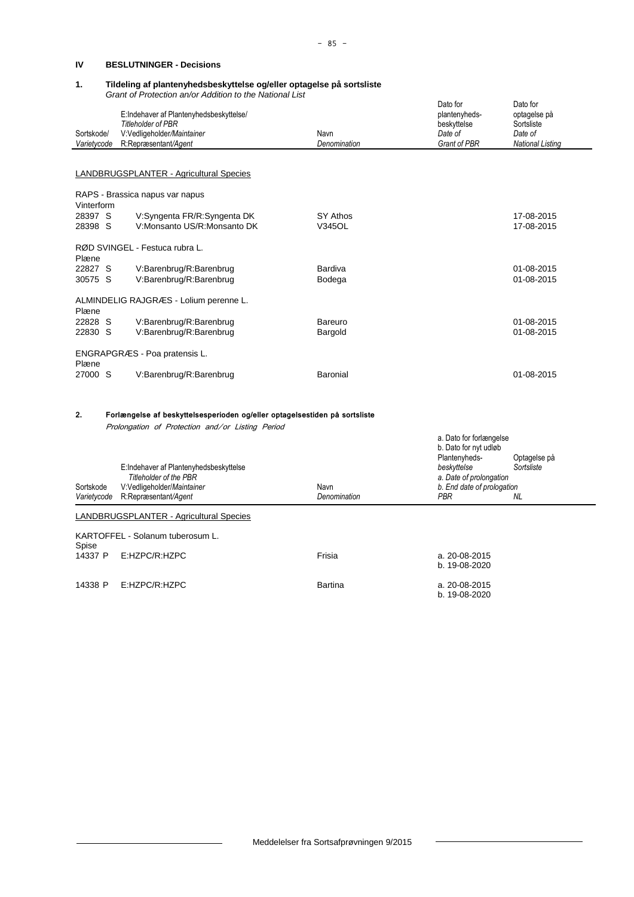## IV BESLUTNINGER - Decisions

### 1. Tildeling af plantenyhedsbeskyttelse og/eller optagelse på sortsliste

*Grant of Protection an/or Addition to the National List*

| Sortskode/ *Varietycode* | E:Indehaver af Plantenyhedsbeskyttelse/ *Titleholder of PBR* V:Vedligeholder/*Maintainer* R:Repræsentant/*Agent* | Navn *Denomination* | Dato for plantenyheds-beskyttelse *Date of Grant of PBR* | Dato for optagelse på Sortsliste *Date of National Listing* |
|---|---|---|---|---|
| **LANDBRUGSPLANTER - Agricultural Species** | | | | |
| RAPS - Brassica napus var napus | | | | |
| Vinterform | | | | |
| 28397 S | V:Syngenta FR/R:Syngenta DK | SY Athos | | 17-08-2015 |
| 28398 S | V:Monsanto US/R:Monsanto DK | V345OL | | 17-08-2015 |
| RØD SVINGEL - Festuca rubra L. | | | | |
| Plæne | | | | |
| 22827 S | V:Barenbrug/R:Barenbrug | Bardiva | | 01-08-2015 |
| 30575 S | V:Barenbrug/R:Barenbrug | Bodega | | 01-08-2015 |
| ALMINDELIG RAJGRÆS - Lolium perenne L. | | | | |
| Plæne | | | | |
| 22828 S | V:Barenbrug/R:Barenbrug | Bareuro | | 01-08-2015 |
| 22830 S | V:Barenbrug/R:Barenbrug | Bargold | | 01-08-2015 |
| ENGRAPGRÆS - Poa pratensis L. | | | | |
| Plæne | | | | |
| 27000 S | V:Barenbrug/R:Barenbrug | Baronial | | 01-08-2015 |

### 2. Forlængelse af beskyttelsesperioden og/eller optagelsestiden på sortsliste

*Prolongation of Protection and/or Listing Period*

| Sortskode *Varietycode* | E:Indehaver af Plantenyhedsbeskyttelse *Titleholder of the PBR* V:Vedligeholder/*Maintainer* R:Repræsentant/*Agent* | Navn *Denomination* | a. Dato for forlængelse b. Dato for nyt udløb Plantenyheds-*beskyttelse* *a. Date of prolongation* *b. End date of prologation* *PBR* | Optagelse på *Sortsliste* *NL* |
|---|---|---|---|---|
| **LANDBRUGSPLANTER - Agricultural Species** | | | | |
| KARTOFFEL - Solanum tuberosum L. | | | | |
| Spise | | | | |
| 14337 P | E:HZPC/R:HZPC | Frisia | a. 20-08-2015 b. 19-08-2020 | |
| 14338 P | E:HZPC/R:HZPC | Bartina | a. 20-08-2015 b. 19-08-2020 | |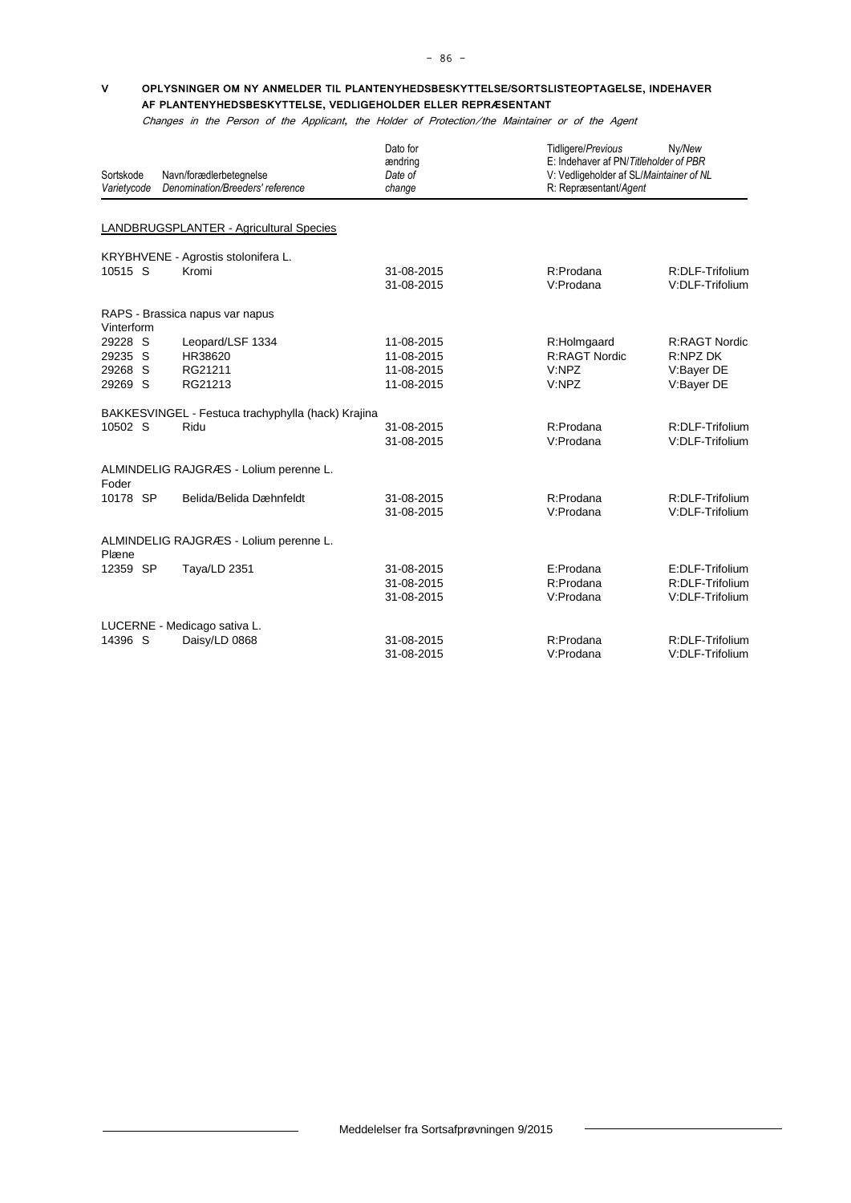## V OPLYSNINGER OM NY ANMELDER TIL PLANTENYHEDSBESKYTTELSE/SORTSLISTEOPTAGELSE, INDEHAVER AF PLANTENYHEDSBESKYTTELSE, VEDLIGEHOLDER ELLER REPRÆSENTANT

*Changes in the Person of the Applicant, the Holder of Protection/the Maintainer or of the Agent*

| Sortskode *Varietycode* | Navn/forædlerbetegnelse *Denomination/Breeders' reference* | Dato for ændring *Date of change* | Tidligere/*Previous* E: Indehaver af PN/*Titleholder of PBR* V: Vedligeholder af SL/*Maintainer of NL* R: Repræsentant/*Agent* | Ny/*New* |
|---|---|---|---|---|
| | **LANDBRUGSPLANTER - Agricultural Species** | | | |
| | KRYBHVENE - Agrostis stolonifera L. | | | |
| 10515 S | Kromi | 31-08-2015 | R:Prodana | R:DLF-Trifolium |
| | | 31-08-2015 | V:Prodana | V:DLF-Trifolium |
| | RAPS - Brassica napus var napus Vinterform | | | |
| 29228 S | Leopard/LSF 1334 | 11-08-2015 | R:Holmgaard | R:RAGT Nordic |
| 29235 S | HR38620 | 11-08-2015 | R:RAGT Nordic | R:NPZ DK |
| 29268 S | RG21211 | 11-08-2015 | V:NPZ | V:Bayer DE |
| 29269 S | RG21213 | 11-08-2015 | V:NPZ | V:Bayer DE |
| | BAKKESVINGEL - Festuca trachyphylla (hack) Krajina | | | |
| 10502 S | Ridu | 31-08-2015 | R:Prodana | R:DLF-Trifolium |
| | | 31-08-2015 | V:Prodana | V:DLF-Trifolium |
| | ALMINDELIG RAJGRÆS - Lolium perenne L. Foder | | | |
| 10178 SP | Belida/Belida Dæhnfeldt | 31-08-2015 | R:Prodana | R:DLF-Trifolium |
| | | 31-08-2015 | V:Prodana | V:DLF-Trifolium |
| | ALMINDELIG RAJGRÆS - Lolium perenne L. Plæne | | | |
| 12359 SP | Taya/LD 2351 | 31-08-2015 | E:Prodana | E:DLF-Trifolium |
| | | 31-08-2015 | R:Prodana | R:DLF-Trifolium |
| | | 31-08-2015 | V:Prodana | V:DLF-Trifolium |
| | LUCERNE - Medicago sativa L. | | | |
| 14396 S | Daisy/LD 0868 | 31-08-2015 | R:Prodana | R:DLF-Trifolium |
| | | 31-08-2015 | V:Prodana | V:DLF-Trifolium |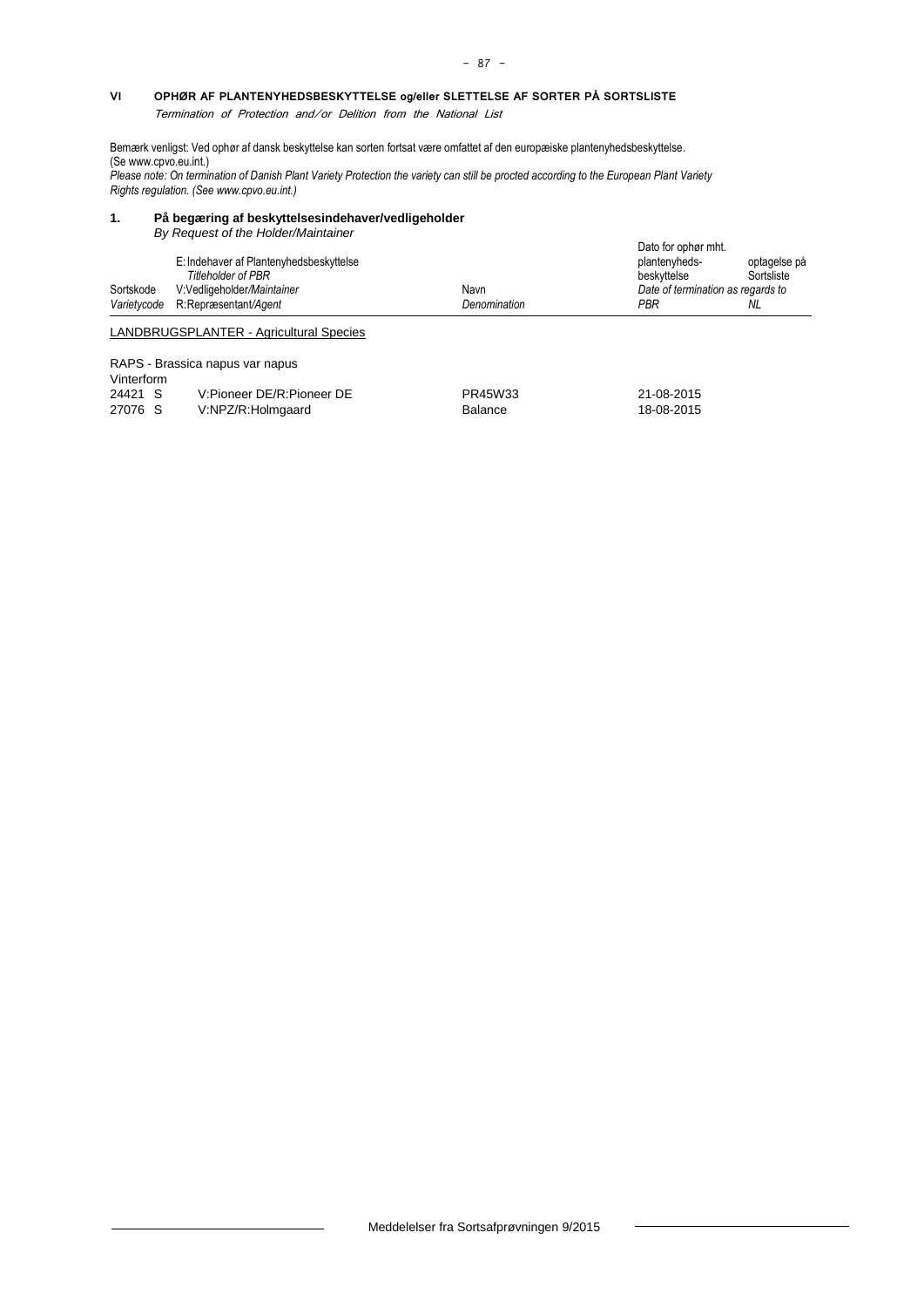## VI OPHØR AF PLANTENYHEDSBESKYTTELSE og/eller SLETTELSE AF SORTER PÅ SORTSLISTE

*Termination of Protection and/or Delition from the National List*

Bemærk venligst: Ved ophør af dansk beskyttelse kan sorten fortsat være omfattet af den europæiske plantenyhedsbeskyttelse. (Se www.cpvo.eu.int.)

*Please note: On termination of Danish Plant Variety Protection the variety can still be procted according to the European Plant Variety Rights regulation. (See www.cpvo.eu.int.)*

### 1. På begæring af beskyttelsesindehaver/vedligeholder

*By Request of the Holder/Maintainer*

| Sortskode *Varietycode* | E: Indehaver af Plantenyhedsbeskyttelse *Titleholder of PBR* V: Vedligeholder/*Maintainer* R: Repræsentant/*Agent* | Navn *Denomination* | Dato for ophør mht. plantenyheds-beskyttelse *Date of termination as regards to PBR* | optagelse på Sortsliste *NL* |
|---|---|---|---|---|
| **LANDBRUGSPLANTER - Agricultural Species** | | | | |
| RAPS - Brassica napus var napus | | | | |
| Vinterform | | | | |
| 24421 S | V:Pioneer DE/R:Pioneer DE | PR45W33 | 21-08-2015 | |
| 27076 S | V:NPZ/R:Holmgaard | Balance | 18-08-2015 | |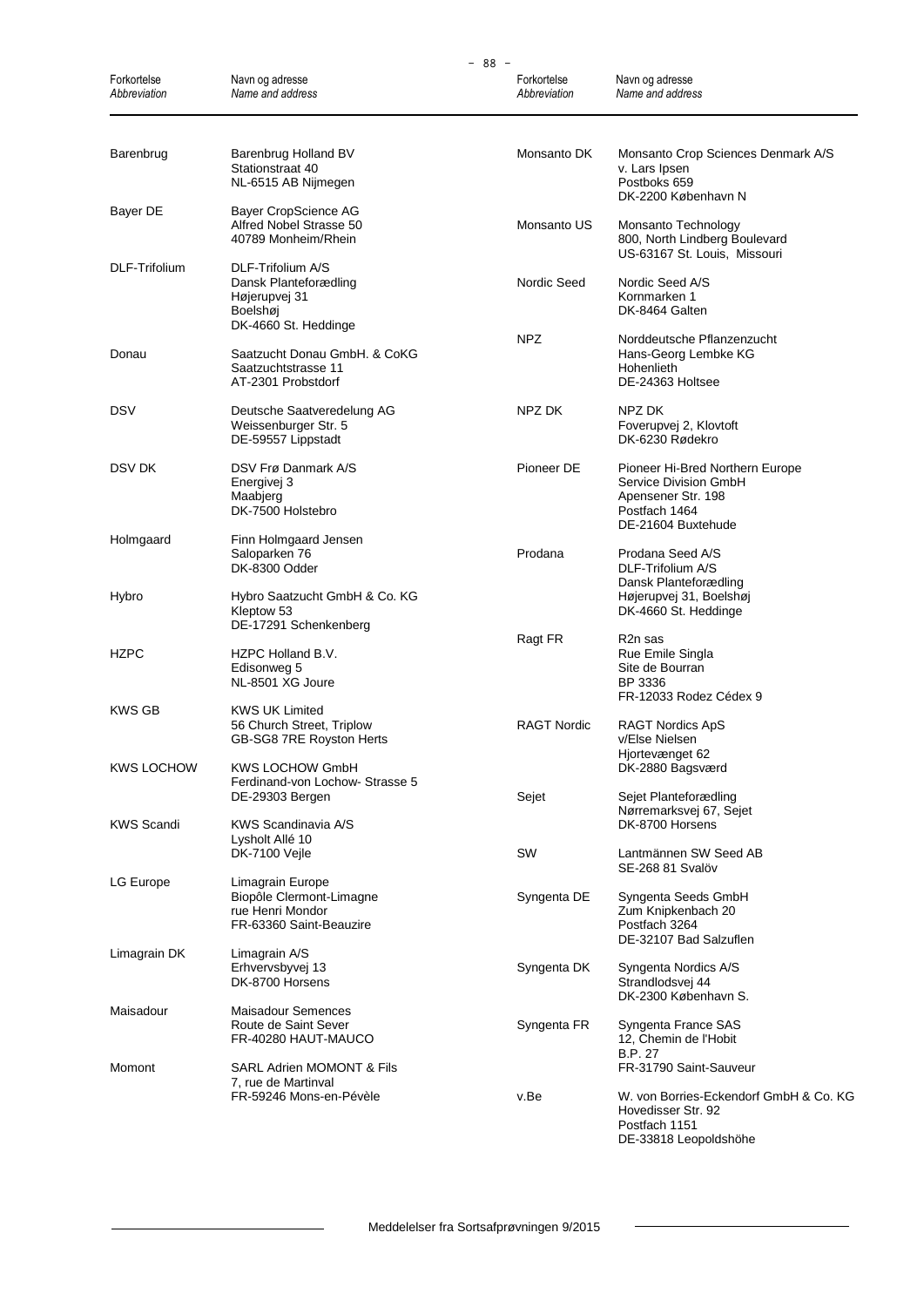| Forkortelse *Abbreviation* | Navn og adresse *Name and address* |
|---|---|
| Barenbrug | Barenbrug Holland BV<br>Stationstraat 40<br>NL-6515 AB Nijmegen |
| Bayer DE | Bayer CropScience AG<br>Alfred Nobel Strasse 50<br>40789 Monheim/Rhein |
| DLF-Trifolium | DLF-Trifolium A/S<br>Dansk Planteforædling<br>Højerupvej 31<br>Boelshøj<br>DK-4660 St. Heddinge |
| Donau | Saatzucht Donau GmbH. & CoKG<br>Saatzuchtstrasse 11<br>AT-2301 Probstdorf |
| DSV | Deutsche Saatveredelung AG<br>Weissenburger Str. 5<br>DE-59557 Lippstadt |
| DSV DK | DSV Frø Danmark A/S<br>Energivej 3<br>Maabjerg<br>DK-7500 Holstebro |
| Holmgaard | Finn Holmgaard Jensen<br>Saloparken 76<br>DK-8300 Odder |
| Hybro | Hybro Saatzucht GmbH & Co. KG<br>Kleptow 53<br>DE-17291 Schenkenberg |
| HZPC | HZPC Holland B.V.<br>Edisonweg 5<br>NL-8501 XG Joure |
| KWS GB | KWS UK Limited<br>56 Church Street, Triplow<br>GB-SG8 7RE Royston Herts |
| KWS LOCHOW | KWS LOCHOW GmbH<br>Ferdinand-von Lochow- Strasse 5<br>DE-29303 Bergen |
| KWS Scandi | KWS Scandinavia A/S<br>Lysholt Allé 10<br>DK-7100 Vejle |
| LG Europe | Limagrain Europe<br>Biopôle Clermont-Limagne<br>rue Henri Mondor<br>FR-63360 Saint-Beauzire |
| Limagrain DK | Limagrain A/S<br>Erhvervsbyvej 13<br>DK-8700 Horsens |
| Maisadour | Maisadour Semences<br>Route de Saint Sever<br>FR-40280 HAUT-MAUCO |
| Momont | SARL Adrien MOMONT & Fils<br>7, rue de Martinval<br>FR-59246 Mons-en-Pévèle |
| Monsanto DK | Monsanto Crop Sciences Denmark A/S<br>v. Lars Ipsen<br>Postboks 659<br>DK-2200 København N |
| Monsanto US | Monsanto Technology<br>800, North Lindberg Boulevard<br>US-63167 St. Louis, Missouri |
| Nordic Seed | Nordic Seed A/S<br>Kornmarken 1<br>DK-8464 Galten |
| NPZ | Norddeutsche Pflanzenzucht<br>Hans-Georg Lembke KG<br>Hohenlieth<br>DE-24363 Holtsee |
| NPZ DK | NPZ DK<br>Foverupvej 2, Klovtoft<br>DK-6230 Rødekro |
| Pioneer DE | Pioneer Hi-Bred Northern Europe<br>Service Division GmbH<br>Apensener Str. 198<br>Postfach 1464<br>DE-21604 Buxtehude |
| Prodana | Prodana Seed A/S<br>DLF-Trifolium A/S<br>Dansk Planteforædling<br>Højerupvej 31, Boelshøj<br>DK-4660 St. Heddinge |
| Ragt FR | R2n sas<br>Rue Emile Singla<br>Site de Bourran<br>BP 3336<br>FR-12033 Rodez Cédex 9 |
| RAGT Nordic | RAGT Nordics ApS<br>v/Else Nielsen<br>Hjortevænget 62<br>DK-2880 Bagsværd |
| Sejet | Sejet Planteforædling<br>Nørremarksvej 67, Sejet<br>DK-8700 Horsens |
| SW | Lantmännen SW Seed AB<br>SE-268 81 Svalöv |
| Syngenta DE | Syngenta Seeds GmbH<br>Zum Knipkenbach 20<br>Postfach 3264<br>DE-32107 Bad Salzuflen |
| Syngenta DK | Syngenta Nordics A/S<br>Strandlodsvej 44<br>DK-2300 København S. |
| Syngenta FR | Syngenta France SAS<br>12, Chemin de l'Hobit<br>B.P. 27<br>FR-31790 Saint-Sauveur |
| v.Be | W. von Borries-Eckendorf GmbH & Co. KG<br>Hovedisser Str. 92<br>Postfach 1151<br>DE-33818 Leopoldshöhe |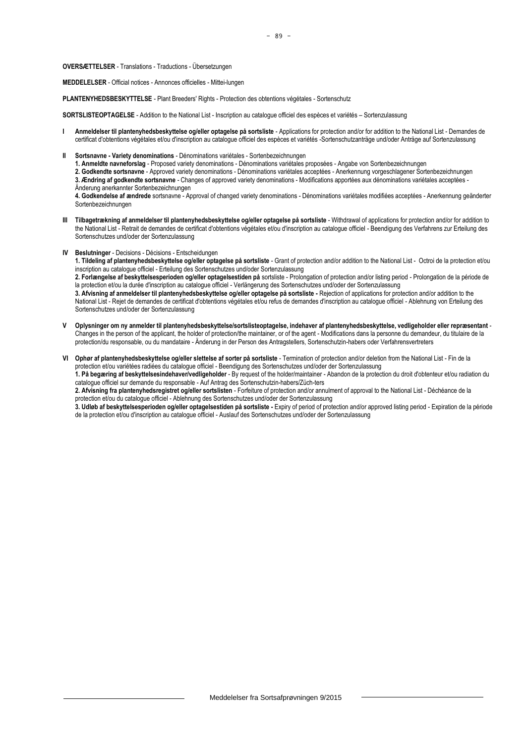**OVERSÆTTELSER** - Translations - Traductions - Übersetzungen

**MEDDELELSER** - Official notices - Annonces officielles - Mittei-lungen

**PLANTENYHEDSBESKYTTELSE** - Plant Breeders' Rights - Protection des obtentions végétales - Sortenschutz

**SORTSLISTEOPTAGELSE** - Addition to the National List - Inscription au catalogue officiel des espèces et variétés – Sortenzulassung

**I** **Anmeldelser til plantenyhedsbeskyttelse og/eller optagelse på sortsliste** - Applications for protection and/or for addition to the National List - Demandes de certificat d'obtentions végétales et/ou d'inscription au catalogue officiel des espèces et variétés -Sortenschutzanträge und/oder Anträge auf Sortenzulassung

**II** **Sortsnavne - Variety denominations** - Dénominations variétales - Sortenbezeichnungen

**1. Anmeldte navneforslag** - Proposed variety denominations - Dénominations variétales proposées - Angabe von Sortenbezeichnungen

**2. Godkendte sortsnavne** - Approved variety denominations - Dénominations variétales acceptées - Anerkennung vorgeschlagener Sortenbezeichnungen

**3. Ændring af godkendte sortsnavne** - Changes of approved variety denominations - Modifications apportées aux dénominations variétales acceptées - Änderung anerkannter Sortenbezeichnungen

**4. Godkendelse af ændrede** sortsnavne - Approval of changed variety denominations - Dénominations variétales modifiées acceptées - Anerkennung geänderter Sortenbezeichnungen

**III** **Tilbagetrækning af anmeldelser til plantenyhedsbeskyttelse og/eller optagelse på sortsliste** - Withdrawal of applications for protection and/or for addition to the National List - Retrait de demandes de certificat d'obtentions végétales et/ou d'inscription au catalogue officiel - Beendigung des Verfahrens zur Erteilung des Sortenschutzes und/oder der Sortenzulassung

**IV** **Beslutninger** - Decisions - Décisions - Entscheidungen

**1. Tildeling af plantenyhedsbeskyttelse og/eller optagelse på sortsliste** - Grant of protection and/or addition to the National List - Octroi de la protection et/ou inscription au catalogue officiel - Erteilung des Sortenschutzes und/oder Sortenzulassung

**2. Forlængelse af beskyttelsesperioden og/eller optagelsestiden på** sortsliste - Prolongation of protection and/or listing period - Prolongation de la période de la protection et/ou la durée d'inscription au catalogue officiel - Verlängerung des Sortenschutzes und/oder der Sortenzulassung

**3. Afvisning af anmeldelser til plantenyhedsbeskyttelse og/eller optagelse på sortsliste -** Rejection of applications for protection and/or addition to the National List - Rejet de demandes de certificat d'obtentions végétales et/ou refus de demandes d'inscription au catalogue officiel - Ablehnung von Erteilung des Sortenschutzes und/oder der Sortenzulassung

**V** **Oplysninger om ny anmelder til plantenyhedsbeskyttelse/sortslisteoptagelse, indehaver af plantenyhedsbeskyttelse, vedligeholder eller repræsentant** - Changes in the person of the applicant, the holder of protection/the maintainer, or of the agent - Modifications dans la personne du demandeur, du titulaire de la protection/du responsable, ou du mandataire - Änderung in der Person des Antragstellers, Sortenschutzin-habers oder Verfahrensvertreters

**VI** **Ophør af plantenyhedsbeskyttelse og/eller slettelse af sorter på sortsliste** - Termination of protection and/or deletion from the National List - Fin de la protection et/ou variétées radiées du catalogue officiel - Beendigung des Sortenschutzes und/oder der Sortenzulassung

**1. På begæring af beskyttelsesindehaver/vedligeholder** - By request of the holder/maintainer - Abandon de la protection du droit d'obtenteur et/ou radiation du catalogue officiel sur demande du responsable - Auf Antrag des Sortenschutzin-habers/Züch-ters

**2. Afvisning fra plantenyhedsregistret og/eller sortslisten** - Forfeiture of protection and/or annulment of approval to the National List - Déchéance de la protection et/ou du catalogue officiel - Ablehnung des Sortenschutzes und/oder der Sortenzulassung

**3. Udløb af beskyttelsesperioden og/eller optagelsestiden på sortsliste -** Expiry of period of protection and/or approved listing period - Expiration de la période de la protection et/ou d'inscription au catalogue officiel - Auslauf des Sortenschutzes und/oder der Sortenzulassung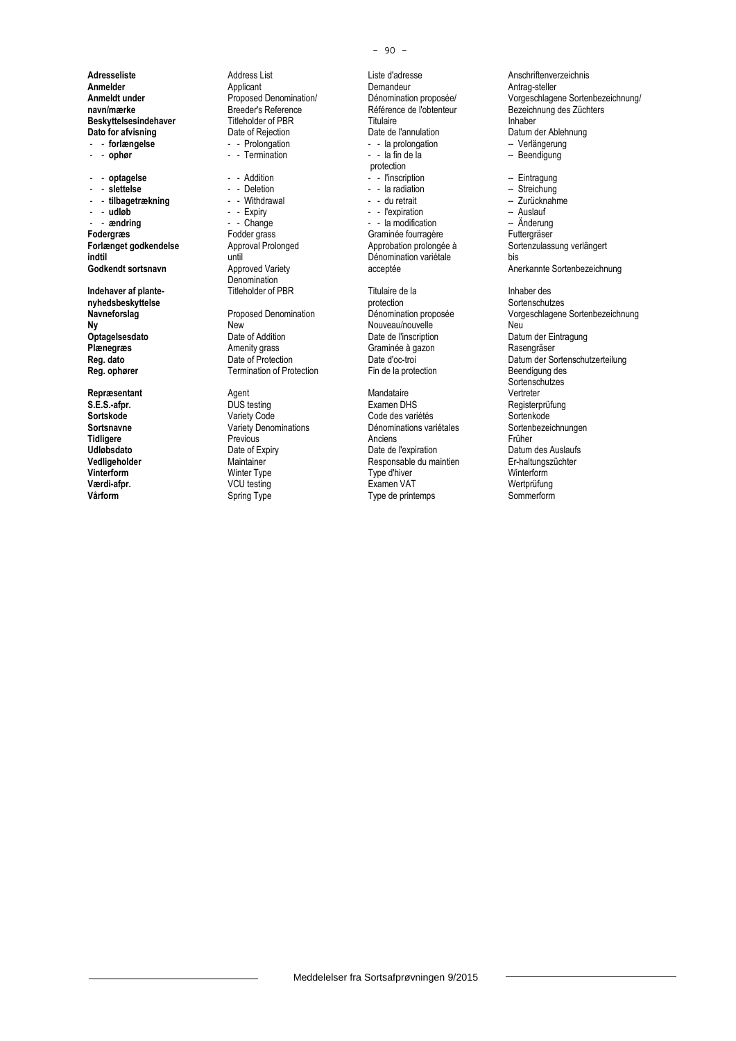| Danish | English | French | German |
|---|---|---|---|
| **Adresseliste** | Address List | Liste d'adresse | Anschriftenverzeichnis |
| **Anmelder** | Applicant | Demandeur | Antrag-steller |
| **Anmeldt under navn/mærke** | Proposed Denomination/ Breeder's Reference | Dénomination proposée/ Référence de l'obtenteur | Vorgeschlagene Sortenbezeichnung/ Bezeichnung des Züchters |
| **Beskyttelsesindehaver** | Titleholder of PBR | Titulaire | Inhaber |
| **Dato for afvisning** | Date of Rejection | Date de l'annulation | Datum der Ablehnung |
| - - **forlængelse** | - - Prolongation | - - la prolongation | -- Verlängerung |
| - - **ophør** | - - Termination | - - la fin de la protection | -- Beendigung |
| - - **optagelse** | - - Addition | - - l'inscription | -- Eintragung |
| - - **slettelse** | - - Deletion | - - la radiation | -- Streichung |
| - - **tilbagetrækning** | - - Withdrawal | - - du retrait | -- Zurücknahme |
| - - **udløb** | - - Expiry | - - l'expiration | -- Auslauf |
| - - **ændring** | - - Change | - - la modification | -- Änderung |
| **Fodergræs** | Fodder grass | Graminée fourragère | Futtergräser |
| **Forlænget godkendelse indtil** | Approval Prolonged until | Approbation prolongée à | Sortenzulassung verlängert bis |
| **Godkendt sortsnavn** | Approved Variety Denomination | Dénomination variétale acceptée | Anerkannte Sortenbezeichnung |
| **Indehaver af plante-nyhedsbeskyttelse** | Titleholder of PBR | Titulaire de la protection | Inhaber des Sortenschutzes |
| **Navneforslag** | Proposed Denomination | Dénomination proposée | Vorgeschlagene Sortenbezeichnung |
| **Ny** | New | Nouveau/nouvelle | Neu |
| **Optagelsesdato** | Date of Addition | Date de l'inscription | Datum der Eintragung |
| **Plænegræs** | Amenity grass | Graminée à gazon | Rasengräser |
| **Reg. dato** | Date of Protection | Date d'oc-troi | Datum der Sortenschutzerteilung |
| **Reg. ophører** | Termination of Protection | Fin de la protection | Beendigung des Sortenschutzes |
| **Repræsentant** | Agent | Mandataire | Vertreter |
| **S.E.S.-afpr.** | DUS testing | Examen DHS | Registerprüfung |
| **Sortskode** | Variety Code | Code des variétés | Sortenkode |
| **Sortsnavne** | Variety Denominations | Dénominations variétales | Sortenbezeichnungen |
| **Tidligere** | Previous | Anciens | Früher |
| **Udløbsdato** | Date of Expiry | Date de l'expiration | Datum des Auslaufs |
| **Vedligeholder** | Maintainer | Responsable du maintien | Er-haltungszüchter |
| **Vinterform** | Winter Type | Type d'hiver | Winterform |
| **Værdi-afpr.** | VCU testing | Examen VAT | Wertprüfung |
| **Vårform** | Spring Type | Type de printemps | Sommerform |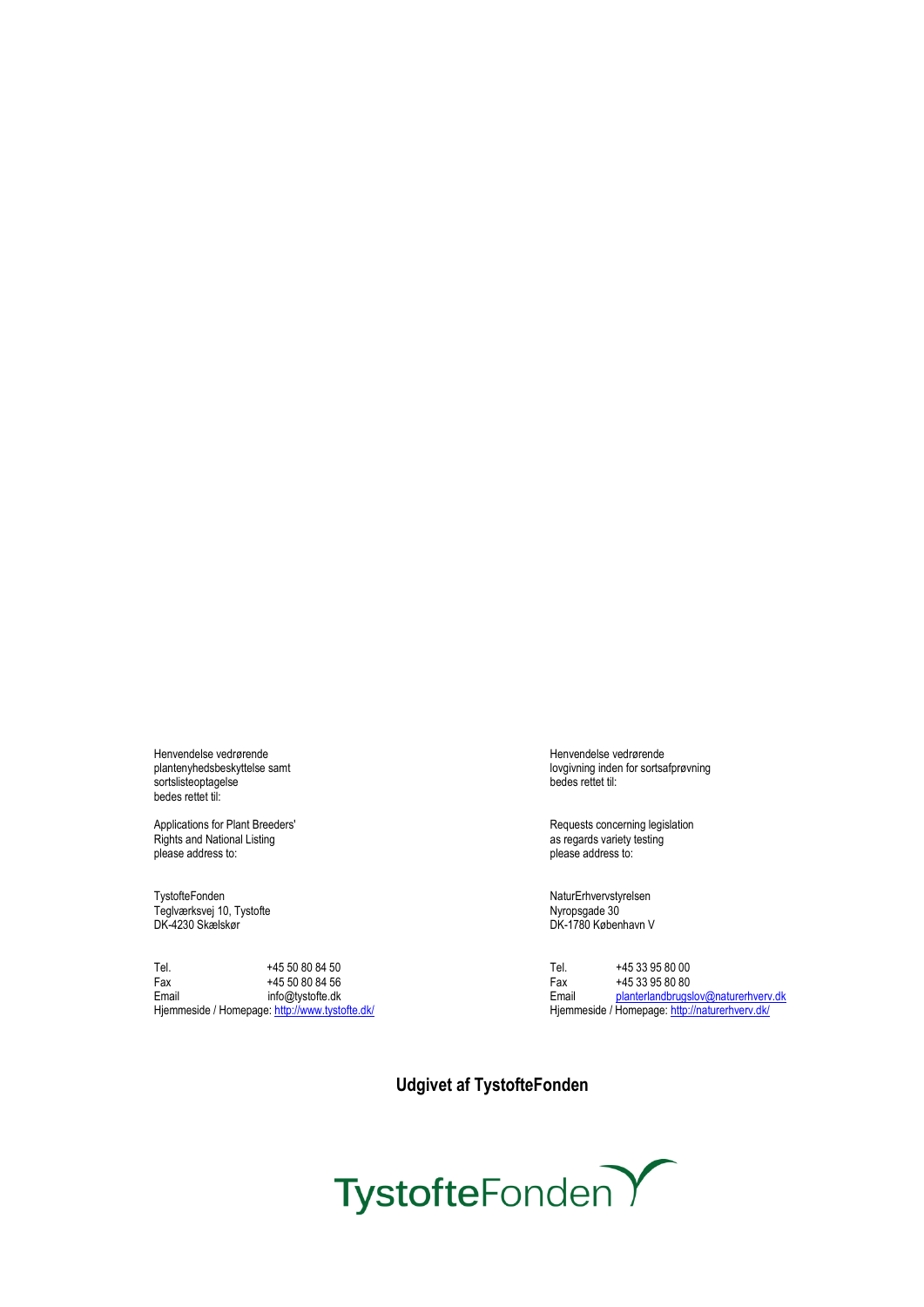Henvendelse vedrørende
plantenyhedsbeskyttelse samt
sortslisteoptagelse
bedes rettet til:

Applications for Plant Breeders'
Rights and National Listing
please address to:

TystofteFonden
Teglværksvej 10, Tystofte
DK-4230 Skælskør

Tel. +45 50 80 84 50
Fax +45 50 80 84 56
Email info@tystofte.dk
Hjemmeside / Homepage: http://www.tystofte.dk/

Henvendelse vedrørende
lovgivning inden for sortsafprøvning
bedes rettet til:

Requests concerning legislation
as regards variety testing
please address to:

NaturErhvervstyrelsen
Nyropsgade 30
DK-1780 København V

Tel. +45 33 95 80 00
Fax +45 33 95 80 80
Email planterlandbrugslov@naturerhverv.dk
Hjemmeside / Homepage: http://naturerhverv.dk/

**Udgivet af TystofteFonden**

TystofteFonden